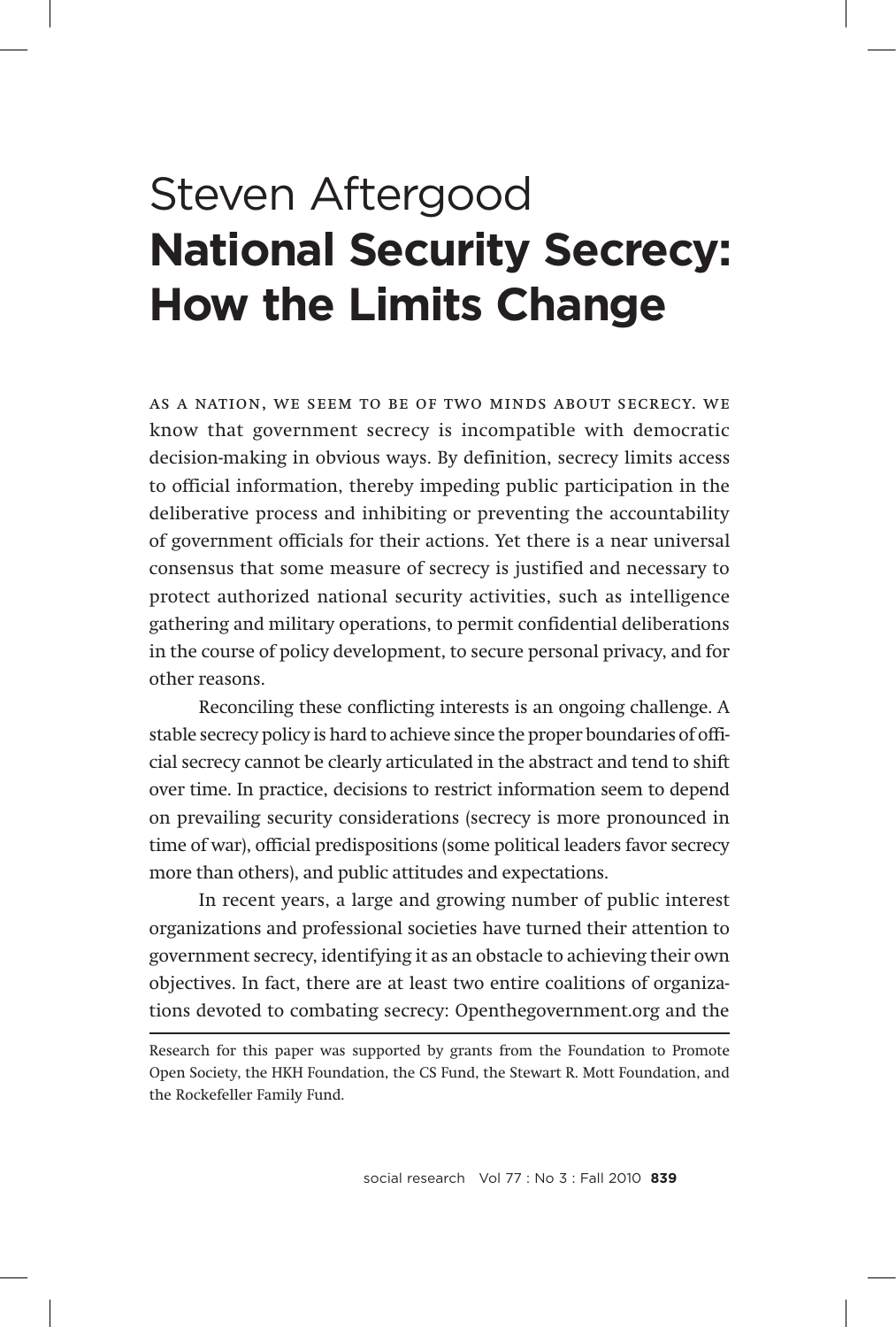# Steven Aftergood
# **National Security Secrecy: How the Limits Change**

As a nation, we seem to be of two minds about secrecy. We know that government secrecy is incompatible with democratic decision-making in obvious ways. By definition, secrecy limits access to official information, thereby impeding public participation in the deliberative process and inhibiting or preventing the accountability of government officials for their actions. Yet there is a near universal consensus that some measure of secrecy is justified and necessary to protect authorized national security activities, such as intelligence gathering and military operations, to permit confidential deliberations in the course of policy development, to secure personal privacy, and for other reasons.

Reconciling these conflicting interests is an ongoing challenge. A stable secrecy policy is hard to achieve since the proper boundaries of official secrecy cannot be clearly articulated in the abstract and tend to shift over time. In practice, decisions to restrict information seem to depend on prevailing security considerations (secrecy is more pronounced in time of war), official predispositions (some political leaders favor secrecy more than others), and public attitudes and expectations.

In recent years, a large and growing number of public interest organizations and professional societies have turned their attention to government secrecy, identifying it as an obstacle to achieving their own objectives. In fact, there are at least two entire coalitions of organizations devoted to combating secrecy: Openthegovernment.org and the

---

Research for this paper was supported by grants from the Foundation to Promote Open Society, the HKH Foundation, the CS Fund, the Stewart R. Mott Foundation, and the Rockefeller Family Fund.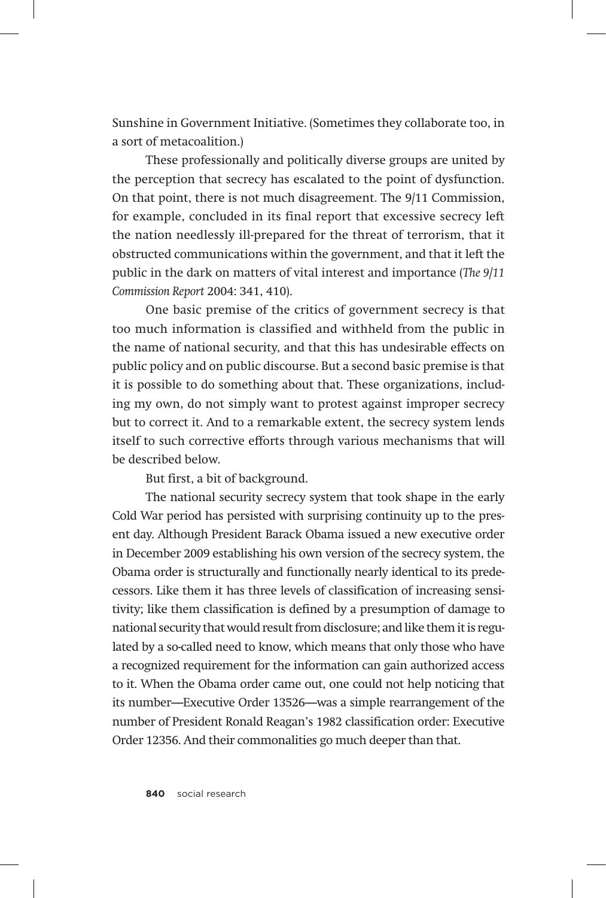Sunshine in Government Initiative. (Sometimes they collaborate too, in a sort of metacoalition.)

These professionally and politically diverse groups are united by the perception that secrecy has escalated to the point of dysfunction. On that point, there is not much disagreement. The 9/11 Commission, for example, concluded in its final report that excessive secrecy left the nation needlessly ill-prepared for the threat of terrorism, that it obstructed communications within the government, and that it left the public in the dark on matters of vital interest and importance (*The 9/11 Commission Report* 2004: 341, 410).

One basic premise of the critics of government secrecy is that too much information is classified and withheld from the public in the name of national security, and that this has undesirable effects on public policy and on public discourse. But a second basic premise is that it is possible to do something about that. These organizations, including my own, do not simply want to protest against improper secrecy but to correct it. And to a remarkable extent, the secrecy system lends itself to such corrective efforts through various mechanisms that will be described below.

But first, a bit of background.

The national security secrecy system that took shape in the early Cold War period has persisted with surprising continuity up to the present day. Although President Barack Obama issued a new executive order in December 2009 establishing his own version of the secrecy system, the Obama order is structurally and functionally nearly identical to its predecessors. Like them it has three levels of classification of increasing sensitivity; like them classification is defined by a presumption of damage to national security that would result from disclosure; and like them it is regulated by a so-called need to know, which means that only those who have a recognized requirement for the information can gain authorized access to it. When the Obama order came out, one could not help noticing that its number—Executive Order 13526—was a simple rearrangement of the number of President Ronald Reagan's 1982 classification order: Executive Order 12356. And their commonalities go much deeper than that.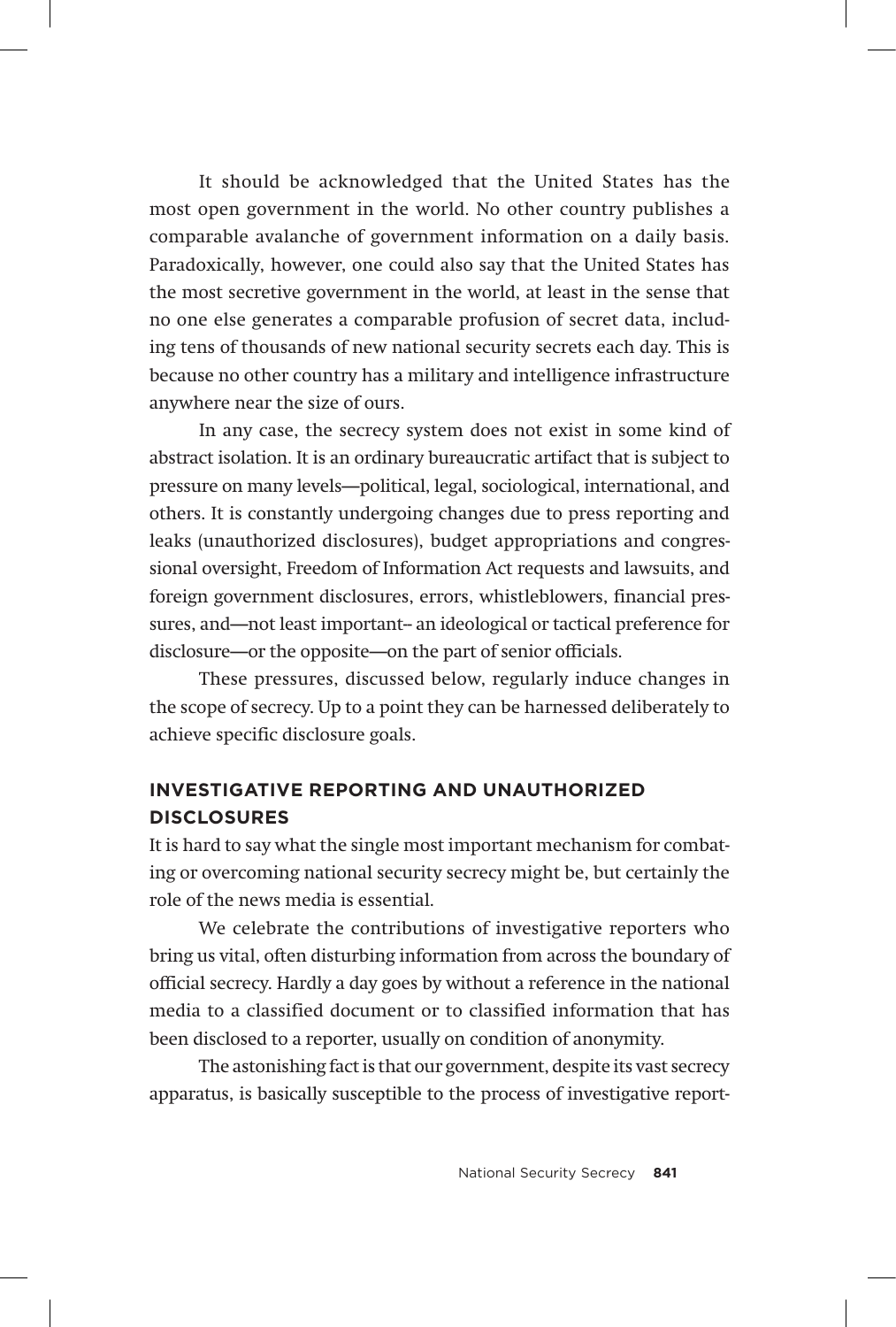It should be acknowledged that the United States has the most open government in the world. No other country publishes a comparable avalanche of government information on a daily basis. Paradoxically, however, one could also say that the United States has the most secretive government in the world, at least in the sense that no one else generates a comparable profusion of secret data, including tens of thousands of new national security secrets each day. This is because no other country has a military and intelligence infrastructure anywhere near the size of ours.

In any case, the secrecy system does not exist in some kind of abstract isolation. It is an ordinary bureaucratic artifact that is subject to pressure on many levels—political, legal, sociological, international, and others. It is constantly undergoing changes due to press reporting and leaks (unauthorized disclosures), budget appropriations and congressional oversight, Freedom of Information Act requests and lawsuits, and foreign government disclosures, errors, whistleblowers, financial pressures, and—not least important– an ideological or tactical preference for disclosure—or the opposite—on the part of senior officials.

These pressures, discussed below, regularly induce changes in the scope of secrecy. Up to a point they can be harnessed deliberately to achieve specific disclosure goals.

## INVESTIGATIVE REPORTING AND UNAUTHORIZED DISCLOSURES

It is hard to say what the single most important mechanism for combating or overcoming national security secrecy might be, but certainly the role of the news media is essential.

We celebrate the contributions of investigative reporters who bring us vital, often disturbing information from across the boundary of official secrecy. Hardly a day goes by without a reference in the national media to a classified document or to classified information that has been disclosed to a reporter, usually on condition of anonymity.

The astonishing fact is that our government, despite its vast secrecy apparatus, is basically susceptible to the process of investigative report-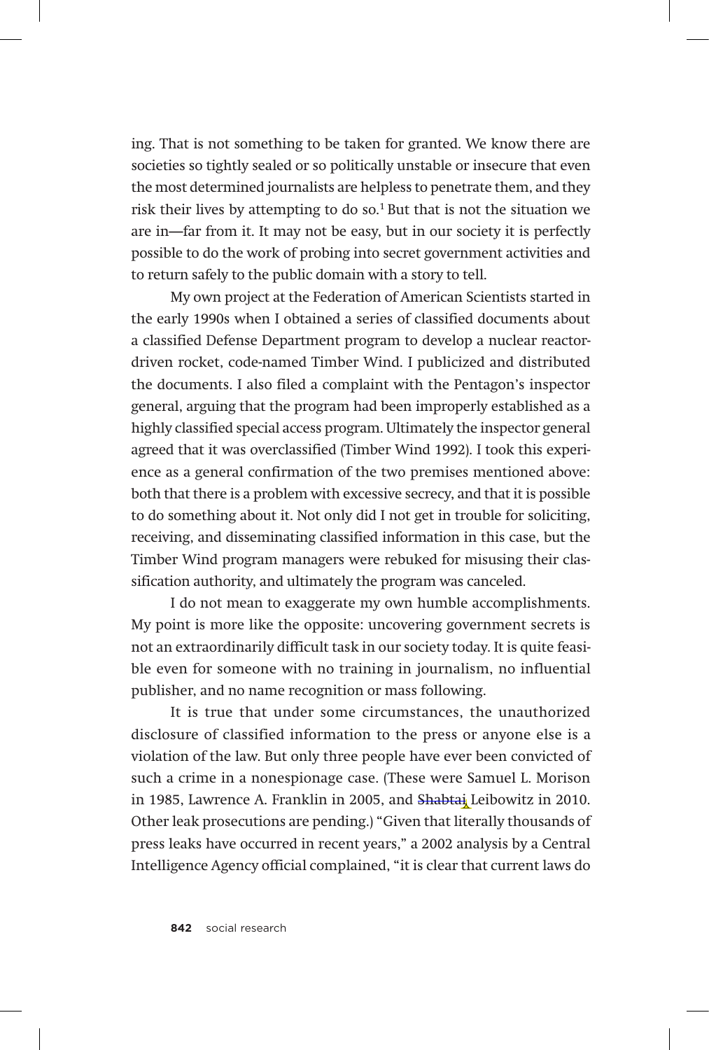ing. That is not something to be taken for granted. We know there are societies so tightly sealed or so politically unstable or insecure that even the most determined journalists are helpless to penetrate them, and they risk their lives by attempting to do so.[1] But that is not the situation we are in—far from it. It may not be easy, but in our society it is perfectly possible to do the work of probing into secret government activities and to return safely to the public domain with a story to tell.

My own project at the Federation of American Scientists started in the early 1990s when I obtained a series of classified documents about a classified Defense Department program to develop a nuclear reactor-driven rocket, code-named Timber Wind. I publicized and distributed the documents. I also filed a complaint with the Pentagon's inspector general, arguing that the program had been improperly established as a highly classified special access program. Ultimately the inspector general agreed that it was overclassified (Timber Wind 1992). I took this experience as a general confirmation of the two premises mentioned above: both that there is a problem with excessive secrecy, and that it is possible to do something about it. Not only did I not get in trouble for soliciting, receiving, and disseminating classified information in this case, but the Timber Wind program managers were rebuked for misusing their classification authority, and ultimately the program was canceled.

I do not mean to exaggerate my own humble accomplishments. My point is more like the opposite: uncovering government secrets is not an extraordinarily difficult task in our society today. It is quite feasible even for someone with no training in journalism, no influential publisher, and no name recognition or mass following.

It is true that under some circumstances, the unauthorized disclosure of classified information to the press or anyone else is a violation of the law. But only three people have ever been convicted of such a crime in a nonespionage case. (These were Samuel L. Morison in 1985, Lawrence A. Franklin in 2005, and Shabtai Leibowitz in 2010. Other leak prosecutions are pending.) "Given that literally thousands of press leaks have occurred in recent years," a 2002 analysis by a Central Intelligence Agency official complained, "it is clear that current laws do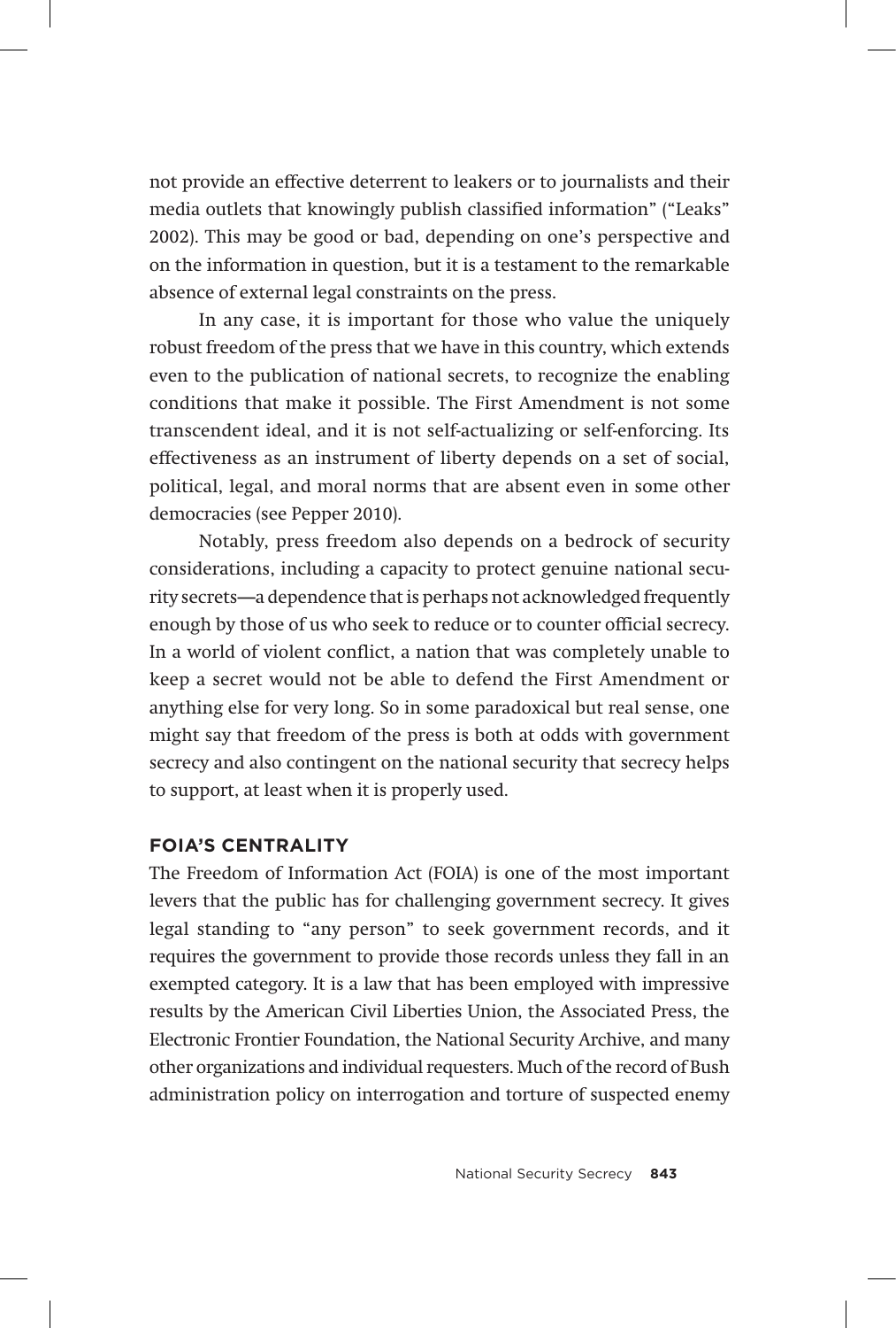not provide an effective deterrent to leakers or to journalists and their media outlets that knowingly publish classified information" ("Leaks" 2002). This may be good or bad, depending on one's perspective and on the information in question, but it is a testament to the remarkable absence of external legal constraints on the press.

In any case, it is important for those who value the uniquely robust freedom of the press that we have in this country, which extends even to the publication of national secrets, to recognize the enabling conditions that make it possible. The First Amendment is not some transcendent ideal, and it is not self-actualizing or self-enforcing. Its effectiveness as an instrument of liberty depends on a set of social, political, legal, and moral norms that are absent even in some other democracies (see Pepper 2010).

Notably, press freedom also depends on a bedrock of security considerations, including a capacity to protect genuine national security secrets—a dependence that is perhaps not acknowledged frequently enough by those of us who seek to reduce or to counter official secrecy. In a world of violent conflict, a nation that was completely unable to keep a secret would not be able to defend the First Amendment or anything else for very long. So in some paradoxical but real sense, one might say that freedom of the press is both at odds with government secrecy and also contingent on the national security that secrecy helps to support, at least when it is properly used.

## FOIA'S CENTRALITY

The Freedom of Information Act (FOIA) is one of the most important levers that the public has for challenging government secrecy. It gives legal standing to "any person" to seek government records, and it requires the government to provide those records unless they fall in an exempted category. It is a law that has been employed with impressive results by the American Civil Liberties Union, the Associated Press, the Electronic Frontier Foundation, the National Security Archive, and many other organizations and individual requesters. Much of the record of Bush administration policy on interrogation and torture of suspected enemy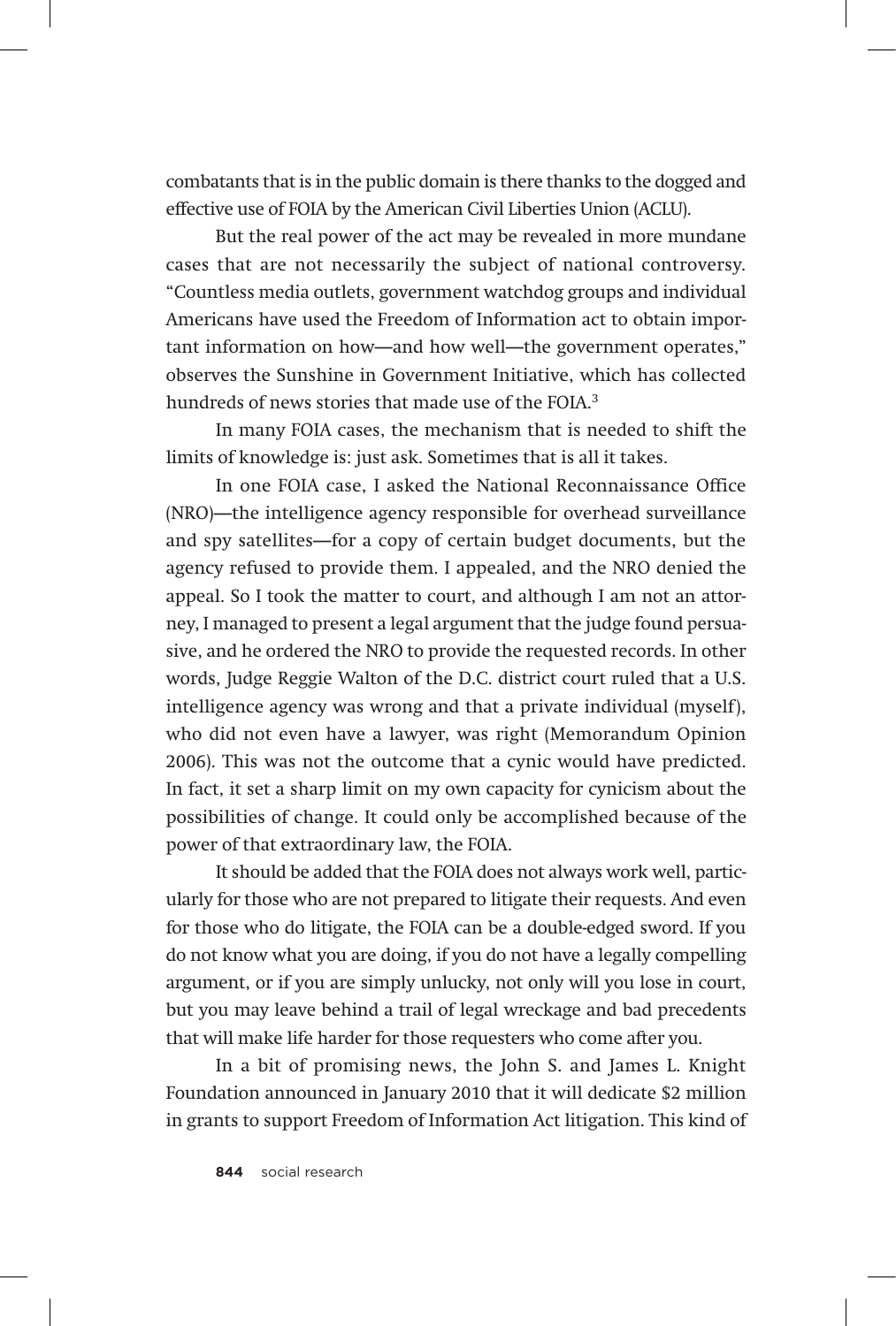combatants that is in the public domain is there thanks to the dogged and effective use of FOIA by the American Civil Liberties Union (ACLU).

But the real power of the act may be revealed in more mundane cases that are not necessarily the subject of national controversy. "Countless media outlets, government watchdog groups and individual Americans have used the Freedom of Information act to obtain important information on how—and how well—the government operates," observes the Sunshine in Government Initiative, which has collected hundreds of news stories that made use of the FOIA.[3]

In many FOIA cases, the mechanism that is needed to shift the limits of knowledge is: just ask. Sometimes that is all it takes.

In one FOIA case, I asked the National Reconnaissance Office (NRO)—the intelligence agency responsible for overhead surveillance and spy satellites—for a copy of certain budget documents, but the agency refused to provide them. I appealed, and the NRO denied the appeal. So I took the matter to court, and although I am not an attorney, I managed to present a legal argument that the judge found persuasive, and he ordered the NRO to provide the requested records. In other words, Judge Reggie Walton of the D.C. district court ruled that a U.S. intelligence agency was wrong and that a private individual (myself), who did not even have a lawyer, was right (Memorandum Opinion 2006). This was not the outcome that a cynic would have predicted. In fact, it set a sharp limit on my own capacity for cynicism about the possibilities of change. It could only be accomplished because of the power of that extraordinary law, the FOIA.

It should be added that the FOIA does not always work well, particularly for those who are not prepared to litigate their requests. And even for those who do litigate, the FOIA can be a double-edged sword. If you do not know what you are doing, if you do not have a legally compelling argument, or if you are simply unlucky, not only will you lose in court, but you may leave behind a trail of legal wreckage and bad precedents that will make life harder for those requesters who come after you.

In a bit of promising news, the John S. and James L. Knight Foundation announced in January 2010 that it will dedicate $2 million in grants to support Freedom of Information Act litigation. This kind of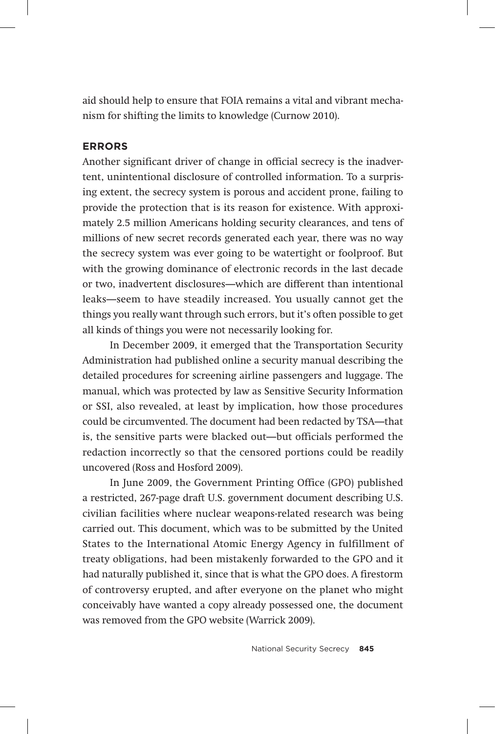aid should help to ensure that FOIA remains a vital and vibrant mechanism for shifting the limits to knowledge (Curnow 2010).

## ERRORS

Another significant driver of change in official secrecy is the inadvertent, unintentional disclosure of controlled information. To a surprising extent, the secrecy system is porous and accident prone, failing to provide the protection that is its reason for existence. With approximately 2.5 million Americans holding security clearances, and tens of millions of new secret records generated each year, there was no way the secrecy system was ever going to be watertight or foolproof. But with the growing dominance of electronic records in the last decade or two, inadvertent disclosures—which are different than intentional leaks—seem to have steadily increased. You usually cannot get the things you really want through such errors, but it's often possible to get all kinds of things you were not necessarily looking for.

In December 2009, it emerged that the Transportation Security Administration had published online a security manual describing the detailed procedures for screening airline passengers and luggage. The manual, which was protected by law as Sensitive Security Information or SSI, also revealed, at least by implication, how those procedures could be circumvented. The document had been redacted by TSA—that is, the sensitive parts were blacked out—but officials performed the redaction incorrectly so that the censored portions could be readily uncovered (Ross and Hosford 2009).

In June 2009, the Government Printing Office (GPO) published a restricted, 267-page draft U.S. government document describing U.S. civilian facilities where nuclear weapons-related research was being carried out. This document, which was to be submitted by the United States to the International Atomic Energy Agency in fulfillment of treaty obligations, had been mistakenly forwarded to the GPO and it had naturally published it, since that is what the GPO does. A firestorm of controversy erupted, and after everyone on the planet who might conceivably have wanted a copy already possessed one, the document was removed from the GPO website (Warrick 2009).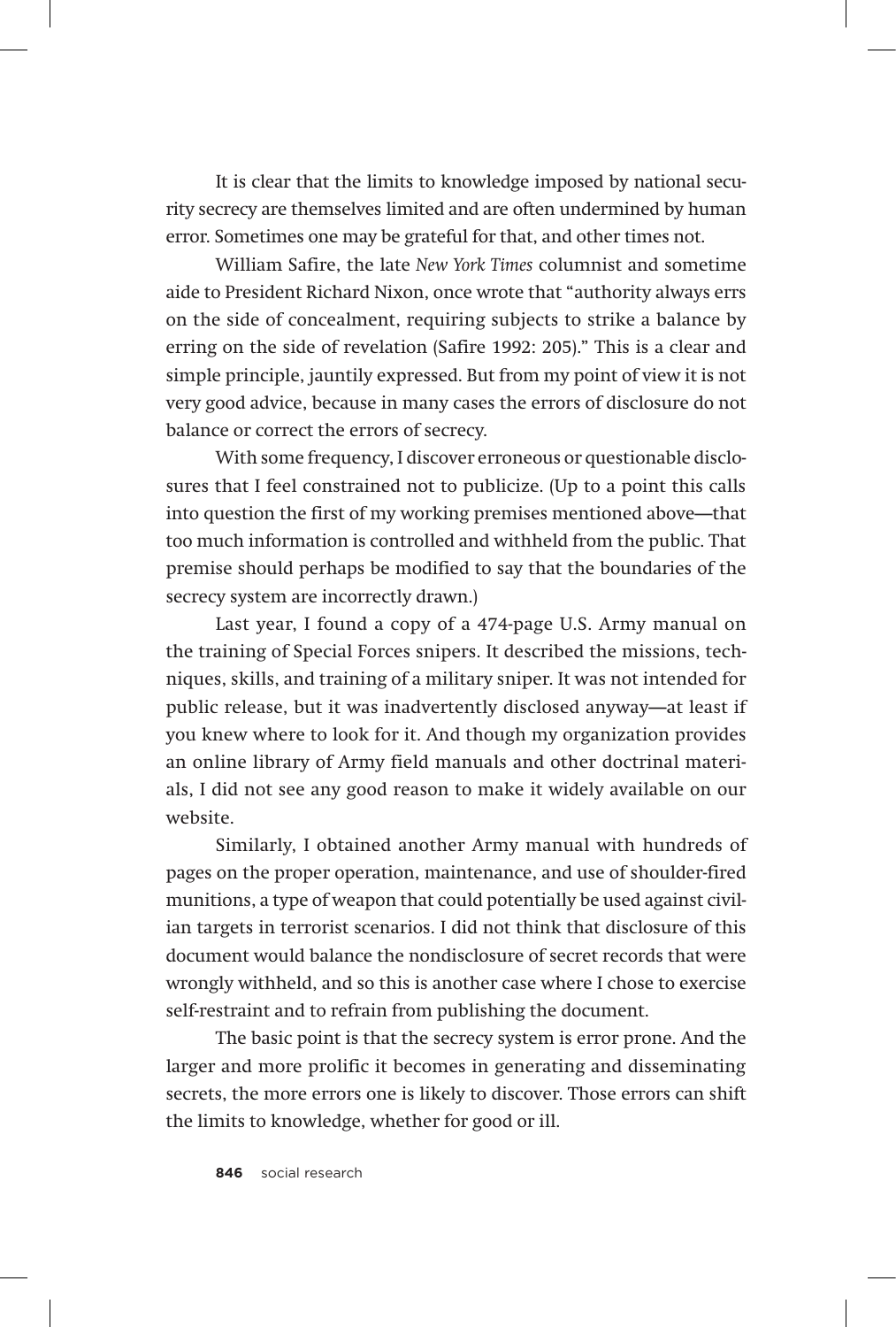It is clear that the limits to knowledge imposed by national security secrecy are themselves limited and are often undermined by human error. Sometimes one may be grateful for that, and other times not.

William Safire, the late *New York Times* columnist and sometime aide to President Richard Nixon, once wrote that "authority always errs on the side of concealment, requiring subjects to strike a balance by erring on the side of revelation (Safire 1992: 205)." This is a clear and simple principle, jauntily expressed. But from my point of view it is not very good advice, because in many cases the errors of disclosure do not balance or correct the errors of secrecy.

With some frequency, I discover erroneous or questionable disclosures that I feel constrained not to publicize. (Up to a point this calls into question the first of my working premises mentioned above—that too much information is controlled and withheld from the public. That premise should perhaps be modified to say that the boundaries of the secrecy system are incorrectly drawn.)

Last year, I found a copy of a 474-page U.S. Army manual on the training of Special Forces snipers. It described the missions, techniques, skills, and training of a military sniper. It was not intended for public release, but it was inadvertently disclosed anyway—at least if you knew where to look for it. And though my organization provides an online library of Army field manuals and other doctrinal materials, I did not see any good reason to make it widely available on our website.

Similarly, I obtained another Army manual with hundreds of pages on the proper operation, maintenance, and use of shoulder-fired munitions, a type of weapon that could potentially be used against civilian targets in terrorist scenarios. I did not think that disclosure of this document would balance the nondisclosure of secret records that were wrongly withheld, and so this is another case where I chose to exercise self-restraint and to refrain from publishing the document.

The basic point is that the secrecy system is error prone. And the larger and more prolific it becomes in generating and disseminating secrets, the more errors one is likely to discover. Those errors can shift the limits to knowledge, whether for good or ill.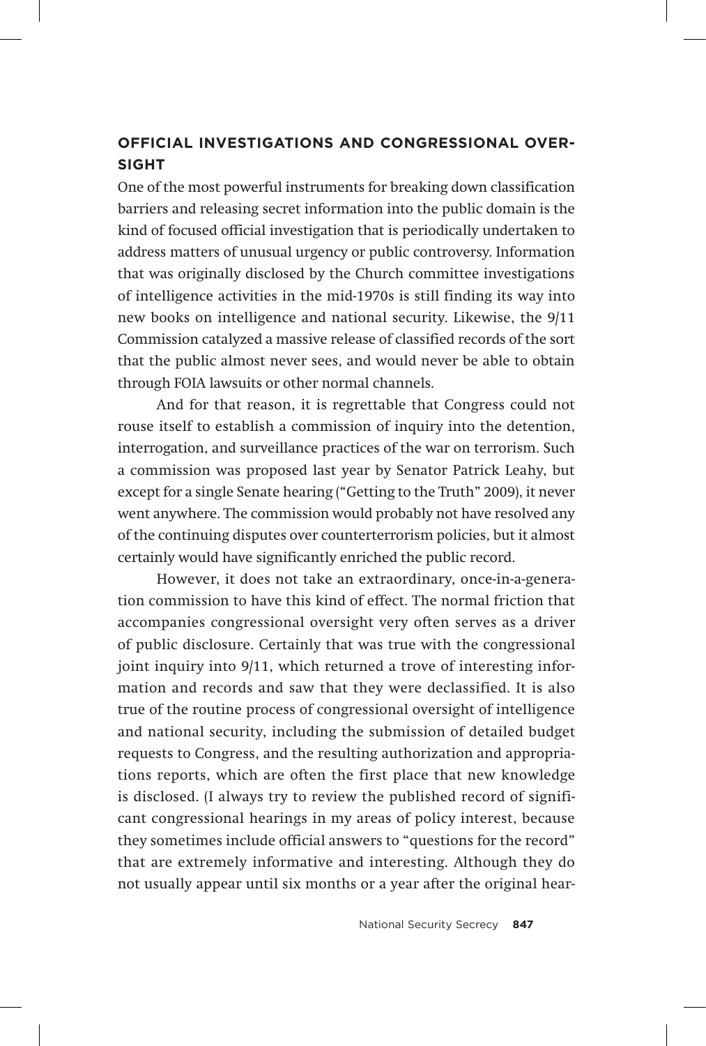## OFFICIAL INVESTIGATIONS AND CONGRESSIONAL OVERSIGHT

One of the most powerful instruments for breaking down classification barriers and releasing secret information into the public domain is the kind of focused official investigation that is periodically undertaken to address matters of unusual urgency or public controversy. Information that was originally disclosed by the Church committee investigations of intelligence activities in the mid-1970s is still finding its way into new books on intelligence and national security. Likewise, the 9/11 Commission catalyzed a massive release of classified records of the sort that the public almost never sees, and would never be able to obtain through FOIA lawsuits or other normal channels.

And for that reason, it is regrettable that Congress could not rouse itself to establish a commission of inquiry into the detention, interrogation, and surveillance practices of the war on terrorism. Such a commission was proposed last year by Senator Patrick Leahy, but except for a single Senate hearing ("Getting to the Truth" 2009), it never went anywhere. The commission would probably not have resolved any of the continuing disputes over counterterrorism policies, but it almost certainly would have significantly enriched the public record.

However, it does not take an extraordinary, once-in-a-generation commission to have this kind of effect. The normal friction that accompanies congressional oversight very often serves as a driver of public disclosure. Certainly that was true with the congressional joint inquiry into 9/11, which returned a trove of interesting information and records and saw that they were declassified. It is also true of the routine process of congressional oversight of intelligence and national security, including the submission of detailed budget requests to Congress, and the resulting authorization and appropriations reports, which are often the first place that new knowledge is disclosed. (I always try to review the published record of significant congressional hearings in my areas of policy interest, because they sometimes include official answers to "questions for the record" that are extremely informative and interesting. Although they do not usually appear until six months or a year after the original hear-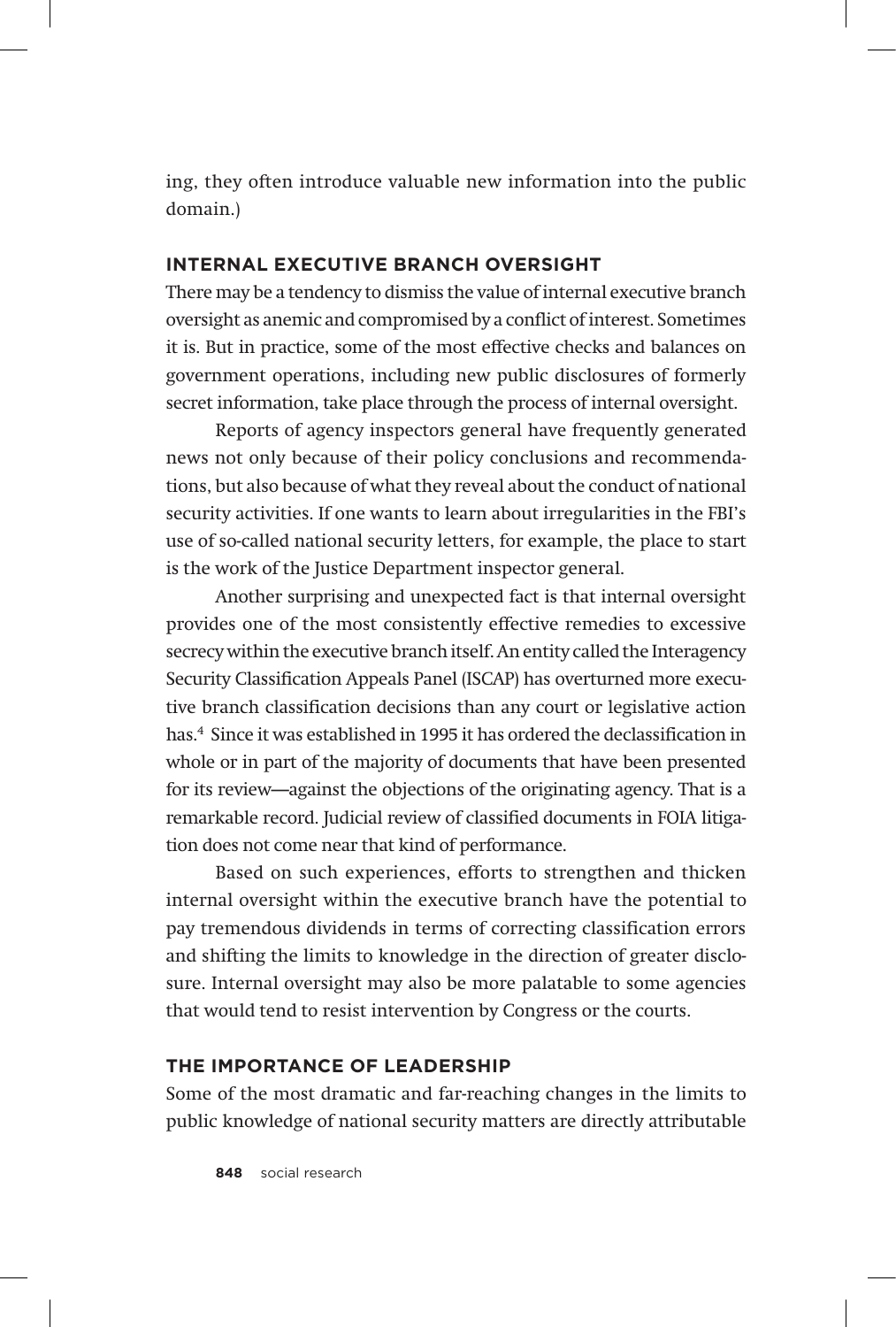ing, they often introduce valuable new information into the public domain.)

## INTERNAL EXECUTIVE BRANCH OVERSIGHT

There may be a tendency to dismiss the value of internal executive branch oversight as anemic and compromised by a conflict of interest. Sometimes it is. But in practice, some of the most effective checks and balances on government operations, including new public disclosures of formerly secret information, take place through the process of internal oversight.

Reports of agency inspectors general have frequently generated news not only because of their policy conclusions and recommendations, but also because of what they reveal about the conduct of national security activities. If one wants to learn about irregularities in the FBI's use of so-called national security letters, for example, the place to start is the work of the Justice Department inspector general.

Another surprising and unexpected fact is that internal oversight provides one of the most consistently effective remedies to excessive secrecy within the executive branch itself. An entity called the Interagency Security Classification Appeals Panel (ISCAP) has overturned more executive branch classification decisions than any court or legislative action has.[4] Since it was established in 1995 it has ordered the declassification in whole or in part of the majority of documents that have been presented for its review—against the objections of the originating agency. That is a remarkable record. Judicial review of classified documents in FOIA litigation does not come near that kind of performance.

Based on such experiences, efforts to strengthen and thicken internal oversight within the executive branch have the potential to pay tremendous dividends in terms of correcting classification errors and shifting the limits to knowledge in the direction of greater disclosure. Internal oversight may also be more palatable to some agencies that would tend to resist intervention by Congress or the courts.

## THE IMPORTANCE OF LEADERSHIP

Some of the most dramatic and far-reaching changes in the limits to public knowledge of national security matters are directly attributable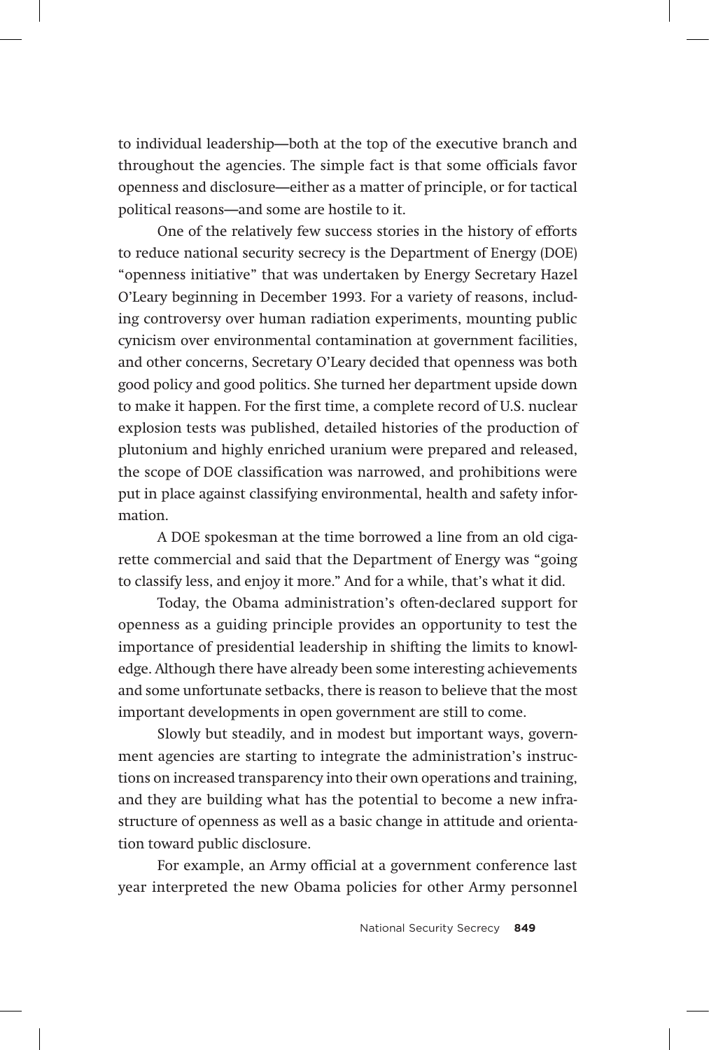to individual leadership—both at the top of the executive branch and throughout the agencies. The simple fact is that some officials favor openness and disclosure—either as a matter of principle, or for tactical political reasons—and some are hostile to it.

One of the relatively few success stories in the history of efforts to reduce national security secrecy is the Department of Energy (DOE) "openness initiative" that was undertaken by Energy Secretary Hazel O'Leary beginning in December 1993. For a variety of reasons, including controversy over human radiation experiments, mounting public cynicism over environmental contamination at government facilities, and other concerns, Secretary O'Leary decided that openness was both good policy and good politics. She turned her department upside down to make it happen. For the first time, a complete record of U.S. nuclear explosion tests was published, detailed histories of the production of plutonium and highly enriched uranium were prepared and released, the scope of DOE classification was narrowed, and prohibitions were put in place against classifying environmental, health and safety information.

A DOE spokesman at the time borrowed a line from an old cigarette commercial and said that the Department of Energy was "going to classify less, and enjoy it more." And for a while, that's what it did.

Today, the Obama administration's often-declared support for openness as a guiding principle provides an opportunity to test the importance of presidential leadership in shifting the limits to knowledge. Although there have already been some interesting achievements and some unfortunate setbacks, there is reason to believe that the most important developments in open government are still to come.

Slowly but steadily, and in modest but important ways, government agencies are starting to integrate the administration's instructions on increased transparency into their own operations and training, and they are building what has the potential to become a new infrastructure of openness as well as a basic change in attitude and orientation toward public disclosure.

For example, an Army official at a government conference last year interpreted the new Obama policies for other Army personnel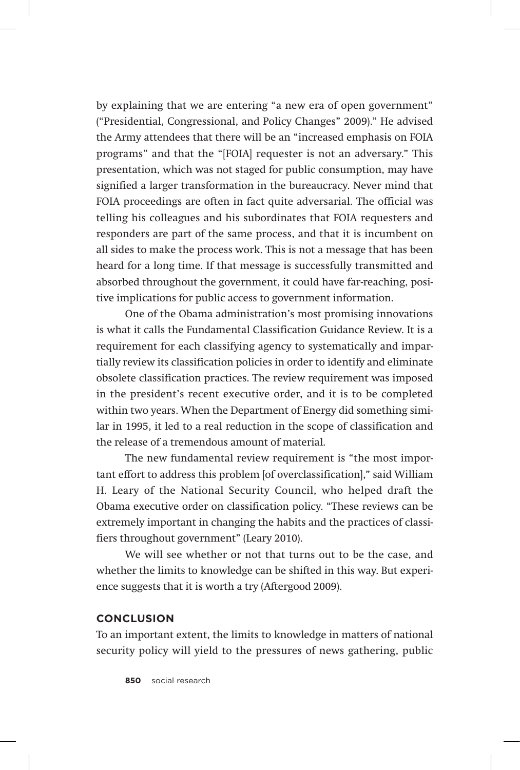by explaining that we are entering "a new era of open government" ("Presidential, Congressional, and Policy Changes" 2009)." He advised the Army attendees that there will be an "increased emphasis on FOIA programs" and that the "[FOIA] requester is not an adversary." This presentation, which was not staged for public consumption, may have signified a larger transformation in the bureaucracy. Never mind that FOIA proceedings are often in fact quite adversarial. The official was telling his colleagues and his subordinates that FOIA requesters and responders are part of the same process, and that it is incumbent on all sides to make the process work. This is not a message that has been heard for a long time. If that message is successfully transmitted and absorbed throughout the government, it could have far-reaching, positive implications for public access to government information.

One of the Obama administration's most promising innovations is what it calls the Fundamental Classification Guidance Review. It is a requirement for each classifying agency to systematically and impartially review its classification policies in order to identify and eliminate obsolete classification practices. The review requirement was imposed in the president's recent executive order, and it is to be completed within two years. When the Department of Energy did something similar in 1995, it led to a real reduction in the scope of classification and the release of a tremendous amount of material.

The new fundamental review requirement is "the most important effort to address this problem [of overclassification]," said William H. Leary of the National Security Council, who helped draft the Obama executive order on classification policy. "These reviews can be extremely important in changing the habits and the practices of classifiers throughout government" (Leary 2010).

We will see whether or not that turns out to be the case, and whether the limits to knowledge can be shifted in this way. But experience suggests that it is worth a try (Aftergood 2009).

## CONCLUSION

To an important extent, the limits to knowledge in matters of national security policy will yield to the pressures of news gathering, public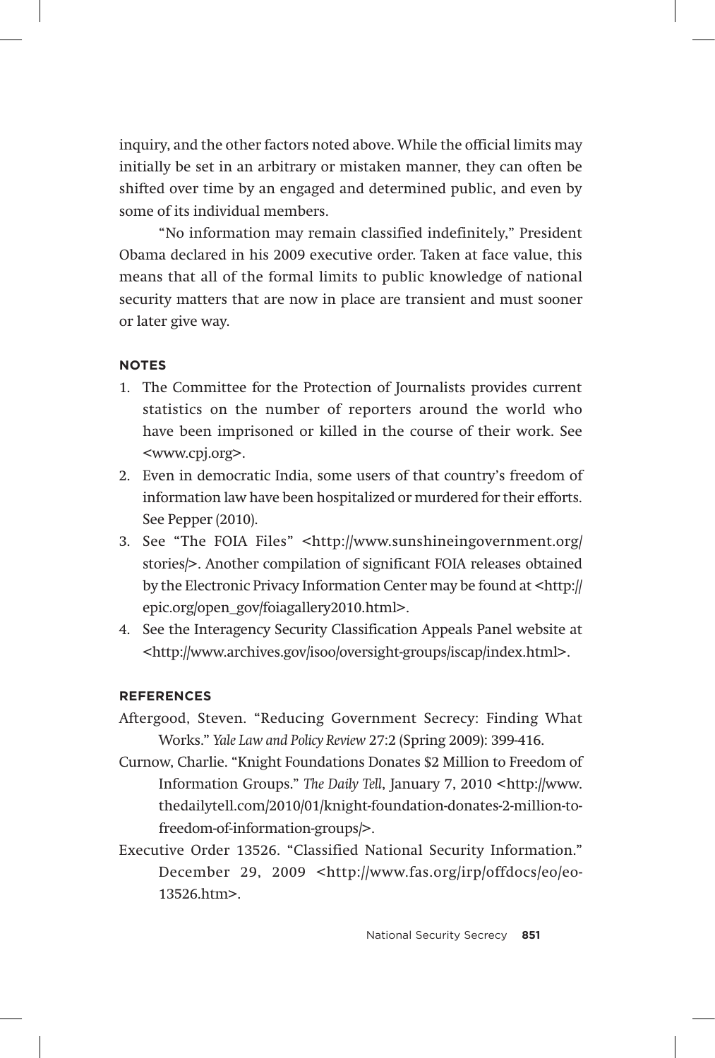inquiry, and the other factors noted above. While the official limits may initially be set in an arbitrary or mistaken manner, they can often be shifted over time by an engaged and determined public, and even by some of its individual members.

"No information may remain classified indefinitely," President Obama declared in his 2009 executive order. Taken at face value, this means that all of the formal limits to public knowledge of national security matters that are now in place are transient and must sooner or later give way.

## NOTES

1. The Committee for the Protection of Journalists provides current statistics on the number of reporters around the world who have been imprisoned or killed in the course of their work. See <www.cpj.org>.
2. Even in democratic India, some users of that country's freedom of information law have been hospitalized or murdered for their efforts. See Pepper (2010).
3. See "The FOIA Files" <http://www.sunshineingovernment.org/stories/>. Another compilation of significant FOIA releases obtained by the Electronic Privacy Information Center may be found at <http://epic.org/open_gov/foiagallery2010.html>.
4. See the Interagency Security Classification Appeals Panel website at <http://www.archives.gov/isoo/oversight-groups/iscap/index.html>.

## REFERENCES

Aftergood, Steven. "Reducing Government Secrecy: Finding What Works." *Yale Law and Policy Review* 27:2 (Spring 2009): 399-416.

Curnow, Charlie. "Knight Foundations Donates $2 Million to Freedom of Information Groups." *The Daily Tell*, January 7, 2010 <http://www.thedailytell.com/2010/01/knight-foundation-donates-2-million-to-freedom-of-information-groups/>.

Executive Order 13526. "Classified National Security Information." December 29, 2009 <http://www.fas.org/irp/offdocs/eo/eo-13526.htm>.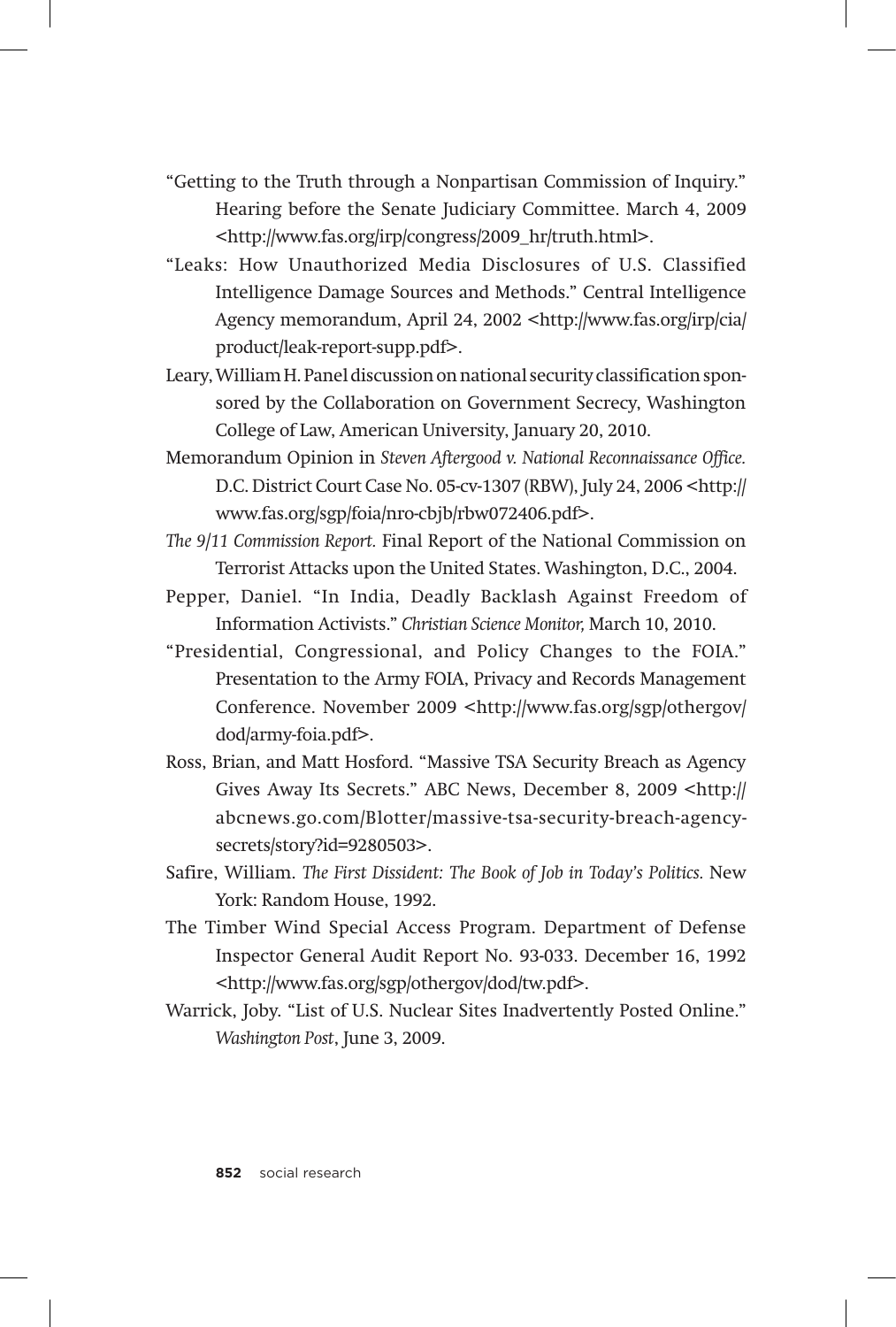"Getting to the Truth through a Nonpartisan Commission of Inquiry." Hearing before the Senate Judiciary Committee. March 4, 2009 <http://www.fas.org/irp/congress/2009_hr/truth.html>.

"Leaks: How Unauthorized Media Disclosures of U.S. Classified Intelligence Damage Sources and Methods." Central Intelligence Agency memorandum, April 24, 2002 <http://www.fas.org/irp/cia/product/leak-report-supp.pdf>.

Leary, William H. Panel discussion on national security classification sponsored by the Collaboration on Government Secrecy, Washington College of Law, American University, January 20, 2010.

Memorandum Opinion in *Steven Aftergood v. National Reconnaissance Office.* D.C. District Court Case No. 05-cv-1307 (RBW), July 24, 2006 <http://www.fas.org/sgp/foia/nro-cbjb/rbw072406.pdf>.

*The 9/11 Commission Report.* Final Report of the National Commission on Terrorist Attacks upon the United States. Washington, D.C., 2004.

Pepper, Daniel. "In India, Deadly Backlash Against Freedom of Information Activists." *Christian Science Monitor,* March 10, 2010.

"Presidential, Congressional, and Policy Changes to the FOIA." Presentation to the Army FOIA, Privacy and Records Management Conference. November 2009 <http://www.fas.org/sgp/othergov/dod/army-foia.pdf>.

Ross, Brian, and Matt Hosford. "Massive TSA Security Breach as Agency Gives Away Its Secrets." ABC News, December 8, 2009 <http://abcnews.go.com/Blotter/massive-tsa-security-breach-agency-secrets/story?id=9280503>.

Safire, William. *The First Dissident: The Book of Job in Today's Politics.* New York: Random House, 1992.

The Timber Wind Special Access Program. Department of Defense Inspector General Audit Report No. 93-033. December 16, 1992 <http://www.fas.org/sgp/othergov/dod/tw.pdf>.

Warrick, Joby. "List of U.S. Nuclear Sites Inadvertently Posted Online." *Washington Post*, June 3, 2009.